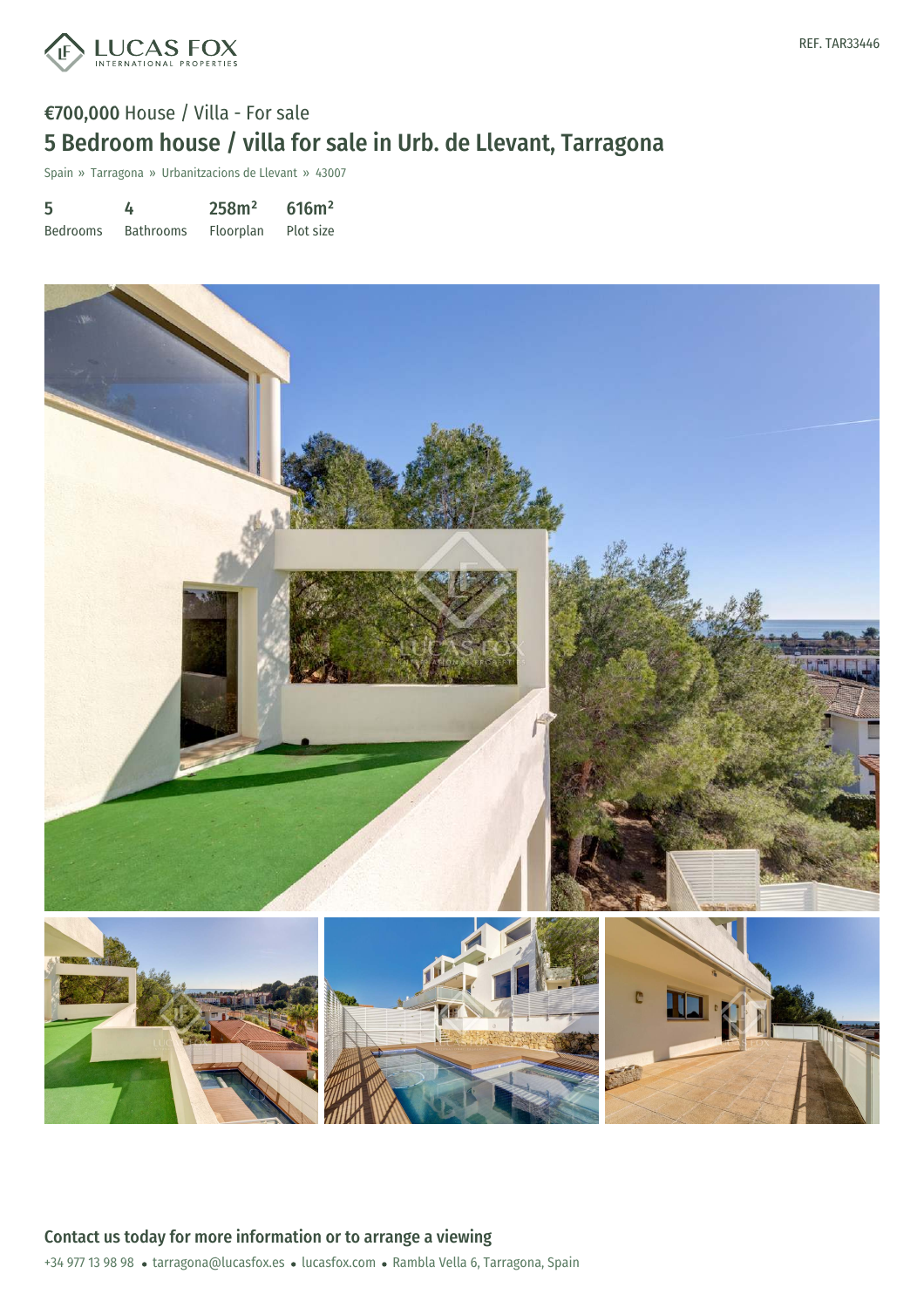REF. TAR33446

€700,000 House / Villa - For sale

# 5 Bedroom house / villa for sale in Urb. de Llevant, Tarragona

Spain » Tarragona » Urbanitzacions de Llevant » 43007

| 5 | 4 | 258m² | 616m² |
|---|---|---|---|
| Bedrooms | Bathrooms | Floorplan | Plot size |

## Contact us today for more information or to arrange a viewing

+34 977 13 98 98 • tarragona@lucasfox.es • lucasfox.com • Rambla Vella 6, Tarragona, Spain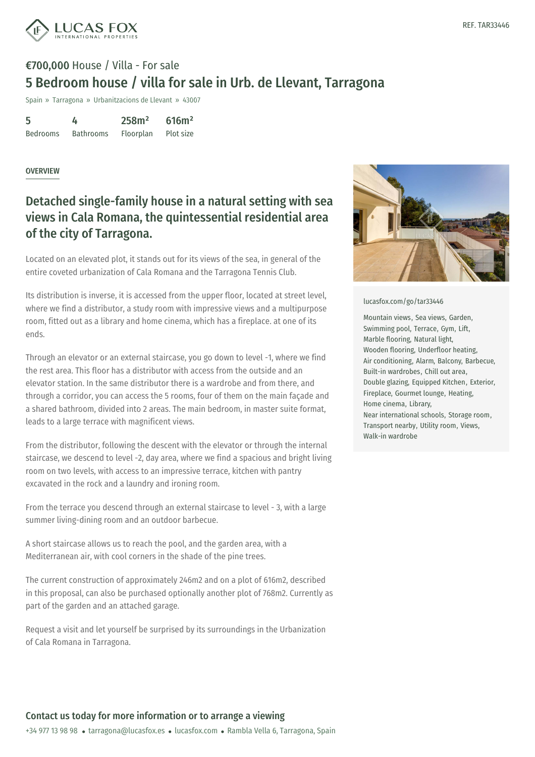REF. TAR33446

**€700,000** House / Villa - For sale

# 5 Bedroom house / villa for sale in Urb. de Llevant, Tarragona

Spain » Tarragona » Urbanitzacions de Llevant » 43007

| 5 | 4 | 258m² | 616m² |
|---|---|---|---|
| Bedrooms | Bathrooms | Floorplan | Plot size |

OVERVIEW

## Detached single-family house in a natural setting with sea views in Cala Romana, the quintessential residential area of the city of Tarragona.

Located on an elevated plot, it stands out for its views of the sea, in general of the entire coveted urbanization of Cala Romana and the Tarragona Tennis Club.

Its distribution is inverse, it is accessed from the upper floor, located at street level, where we find a distributor, a study room with impressive views and a multipurpose room, fitted out as a library and home cinema, which has a fireplace. at one of its ends.

Through an elevator or an external staircase, you go down to level -1, where we find the rest area. This floor has a distributor with access from the outside and an elevator station. In the same distributor there is a wardrobe and from there, and through a corridor, you can access the 5 rooms, four of them on the main façade and a shared bathroom, divided into 2 areas. The main bedroom, in master suite format, leads to a large terrace with magnificent views.

From the distributor, following the descent with the elevator or through the internal staircase, we descend to level -2, day area, where we find a spacious and bright living room on two levels, with access to an impressive terrace, kitchen with pantry excavated in the rock and a laundry and ironing room.

From the terrace you descend through an external staircase to level - 3, with a large summer living-dining room and an outdoor barbecue.

A short staircase allows us to reach the pool, and the garden area, with a Mediterranean air, with cool corners in the shade of the pine trees.

The current construction of approximately 246m2 and on a plot of 616m2, described in this proposal, can also be purchased optionally another plot of 768m2. Currently as part of the garden and an attached garage.

Request a visit and let yourself be surprised by its surroundings in the Urbanization of Cala Romana in Tarragona.

lucasfox.com/go/tar33446

Mountain views, Sea views, Garden, Swimming pool, Terrace, Gym, Lift, Marble flooring, Natural light, Wooden flooring, Underfloor heating, Air conditioning, Alarm, Balcony, Barbecue, Built-in wardrobes, Chill out area, Double glazing, Equipped Kitchen, Exterior, Fireplace, Gourmet lounge, Heating, Home cinema, Library, Near international schools, Storage room, Transport nearby, Utility room, Views, Walk-in wardrobe

## Contact us today for more information or to arrange a viewing

+34 977 13 98 98 • tarragona@lucasfox.es • lucasfox.com • Rambla Vella 6, Tarragona, Spain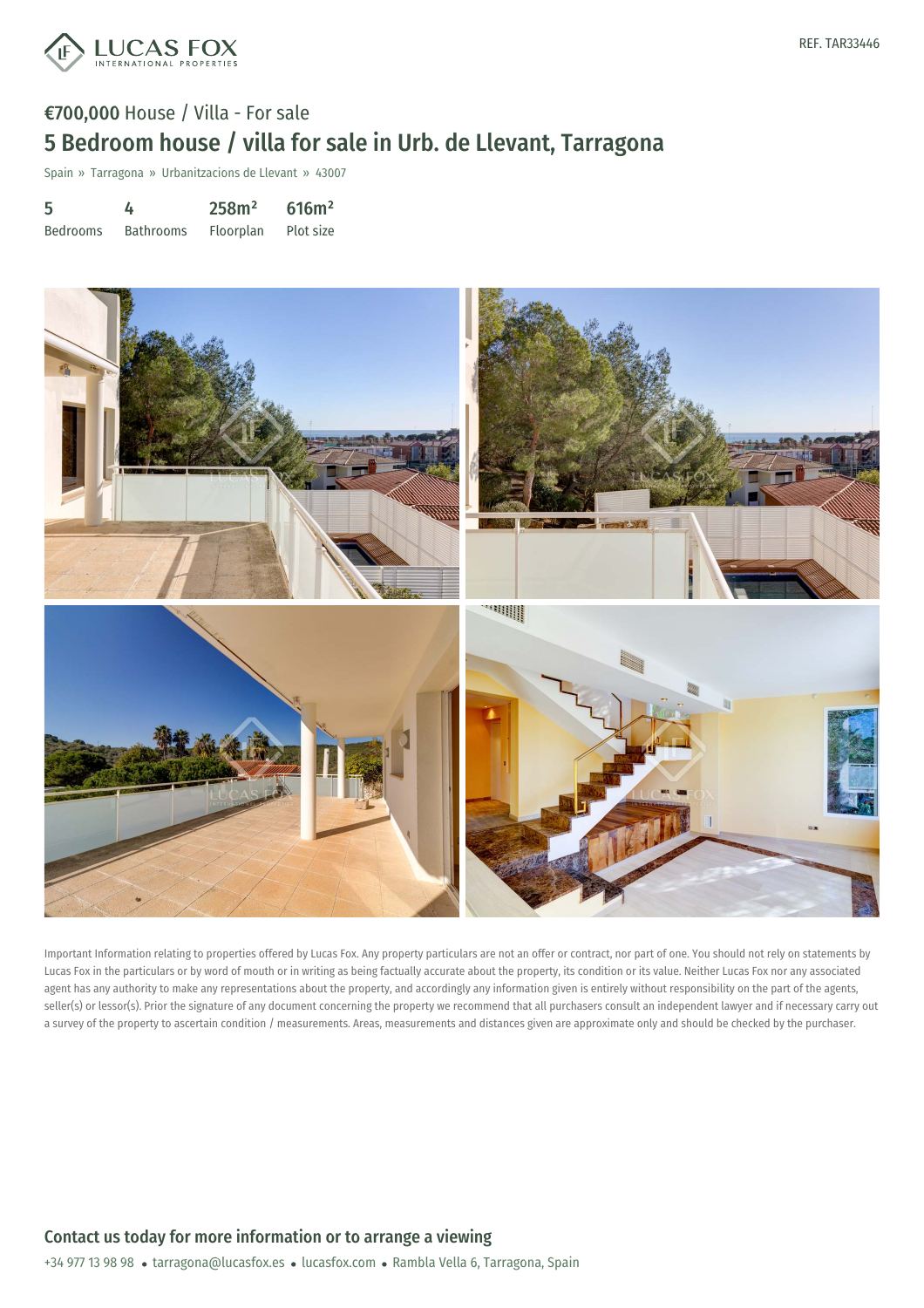REF. TAR33446

€700,000 House / Villa - For sale

# 5 Bedroom house / villa for sale in Urb. de Llevant, Tarragona

Spain » Tarragona » Urbanitzacions de Llevant » 43007

| 5 | 4 | 258m² | 616m² |
|---|---|---|---|
| Bedrooms | Bathrooms | Floorplan | Plot size |

Important Information relating to properties offered by Lucas Fox. Any property particulars are not an offer or contract, nor part of one. You should not rely on statements by Lucas Fox in the particulars or by word of mouth or in writing as being factually accurate about the property, its condition or its value. Neither Lucas Fox nor any associated agent has any authority to make any representations about the property, and accordingly any information given is entirely without responsibility on the part of the agents, seller(s) or lessor(s). Prior the signature of any document concerning the property we recommend that all purchasers consult an independent lawyer and if necessary carry out a survey of the property to ascertain condition / measurements. Areas, measurements and distances given are approximate only and should be checked by the purchaser.

## Contact us today for more information or to arrange a viewing

+34 977 13 98 98 • tarragona@lucasfox.es • lucasfox.com • Rambla Vella 6, Tarragona, Spain